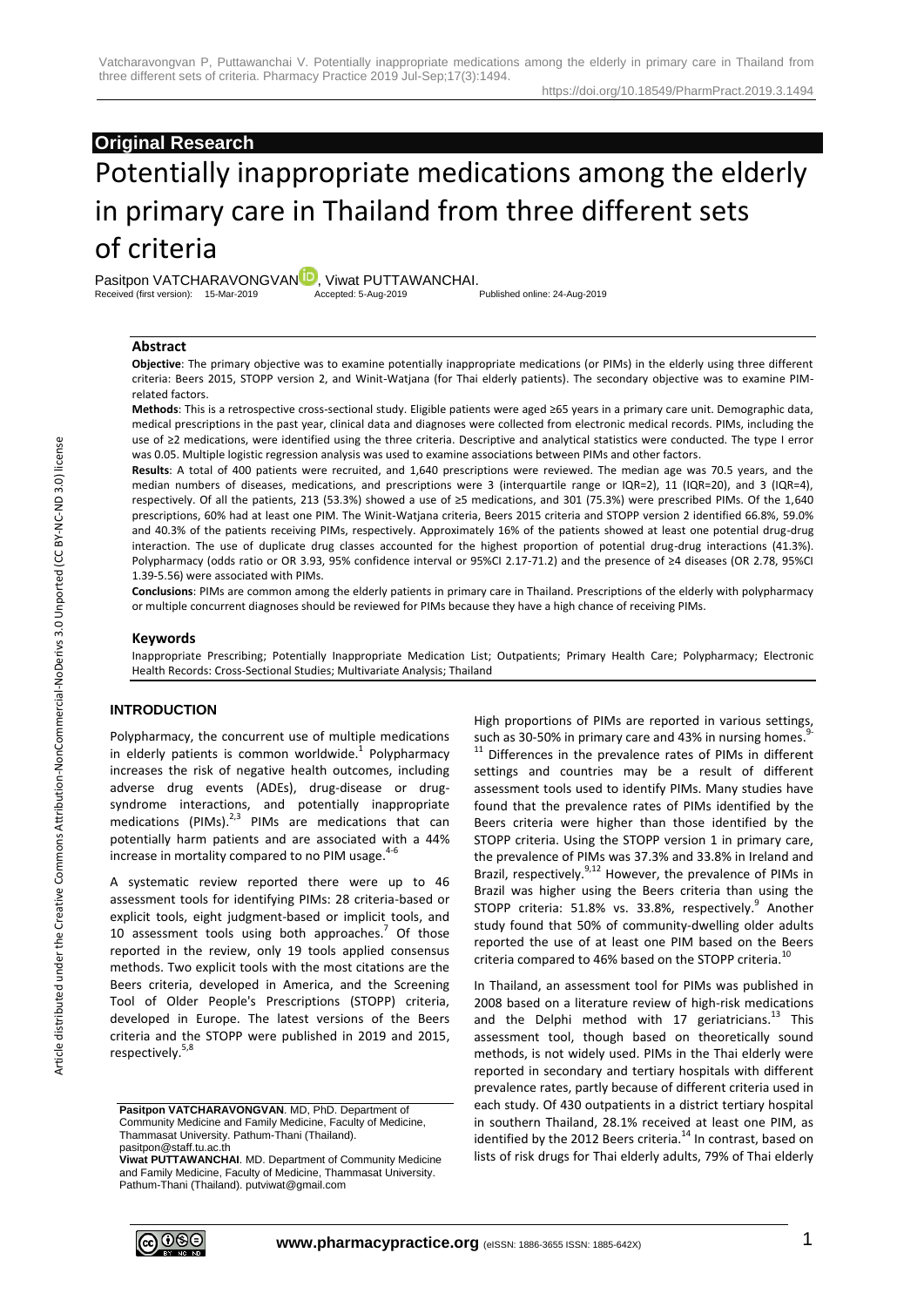**Original Research**

# Potentially inappropriate medications among the elderly in primary care in Thailand from three different sets of criteria

Pasitpon VATCHARAVONGVAN, Viwat PUTTAWANCHAI.

Received (first version): 15-Mar-2019 Accepted: 5-Aug-2019 Published online: 24-Aug-2019

### Abstract

**Objective**: The primary objective was to examine potentially inappropriate medications (or PIMs) in the elderly using three different criteria: Beers 2015, STOPP version 2, and Winit-Watjana (for Thai elderly patients). The secondary objective was to examine PIM-related factors.

**Methods**: This is a retrospective cross-sectional study. Eligible patients were aged ≥65 years in a primary care unit. Demographic data, medical prescriptions in the past year, clinical data and diagnoses were collected from electronic medical records. PIMs, including the use of ≥2 medications, were identified using the three criteria. Descriptive and analytical statistics were conducted. The type I error was 0.05. Multiple logistic regression analysis was used to examine associations between PIMs and other factors.

**Results**: A total of 400 patients were recruited, and 1,640 prescriptions were reviewed. The median age was 70.5 years, and the median numbers of diseases, medications, and prescriptions were 3 (interquartile range or IQR=2), 11 (IQR=20), and 3 (IQR=4), respectively. Of all the patients, 213 (53.3%) showed a use of ≥5 medications, and 301 (75.3%) were prescribed PIMs. Of the 1,640 prescriptions, 60% had at least one PIM. The Winit-Watjana criteria, Beers 2015 criteria and STOPP version 2 identified 66.8%, 59.0% and 40.3% of the patients receiving PIMs, respectively. Approximately 16% of the patients showed at least one potential drug-drug interaction. The use of duplicate drug classes accounted for the highest proportion of potential drug-drug interactions (41.3%). Polypharmacy (odds ratio or OR 3.93, 95% confidence interval or 95%CI 2.17-71.2) and the presence of ≥4 diseases (OR 2.78, 95%CI 1.39-5.56) were associated with PIMs.

**Conclusions**: PIMs are common among the elderly patients in primary care in Thailand. Prescriptions of the elderly with polypharmacy or multiple concurrent diagnoses should be reviewed for PIMs because they have a high chance of receiving PIMs.

### Keywords

Inappropriate Prescribing; Potentially Inappropriate Medication List; Outpatients; Primary Health Care; Polypharmacy; Electronic Health Records: Cross-Sectional Studies; Multivariate Analysis; Thailand

## INTRODUCTION

Polypharmacy, the concurrent use of multiple medications in elderly patients is common worldwide.[1] Polypharmacy increases the risk of negative health outcomes, including adverse drug events (ADEs), drug-disease or drug-syndrome interactions, and potentially inappropriate medications (PIMs).[2,3] PIMs are medications that can potentially harm patients and are associated with a 44% increase in mortality compared to no PIM usage.[4-6]

A systematic review reported there were up to 46 assessment tools for identifying PIMs: 28 criteria-based or explicit tools, eight judgment-based or implicit tools, and 10 assessment tools using both approaches.[7] Of those reported in the review, only 19 tools applied consensus methods. Two explicit tools with the most citations are the Beers criteria, developed in America, and the Screening Tool of Older People's Prescriptions (STOPP) criteria, developed in Europe. The latest versions of the Beers criteria and the STOPP were published in 2019 and 2015, respectively.[5,8]

High proportions of PIMs are reported in various settings, such as 30-50% in primary care and 43% in nursing homes.[9-11] Differences in the prevalence rates of PIMs in different settings and countries may be a result of different assessment tools used to identify PIMs. Many studies have found that the prevalence rates of PIMs identified by the Beers criteria were higher than those identified by the STOPP criteria. Using the STOPP version 1 in primary care, the prevalence of PIMs was 37.3% and 33.8% in Ireland and Brazil, respectively.[9,12] However, the prevalence of PIMs in Brazil was higher using the Beers criteria than using the STOPP criteria: 51.8% vs. 33.8%, respectively.[9] Another study found that 50% of community-dwelling older adults reported the use of at least one PIM based on the Beers criteria compared to 46% based on the STOPP criteria.[10]

In Thailand, an assessment tool for PIMs was published in 2008 based on a literature review of high-risk medications and the Delphi method with 17 geriatricians.[13] This assessment tool, though based on theoretically sound methods, is not widely used. PIMs in the Thai elderly were reported in secondary and tertiary hospitals with different prevalence rates, partly because of different criteria used in each study. Of 430 outpatients in a district tertiary hospital in southern Thailand, 28.1% received at least one PIM, as identified by the 2012 Beers criteria.[14] In contrast, based on lists of risk drugs for Thai elderly adults, 79% of Thai elderly

**Pasitpon VATCHARAVONGVAN**. MD, PhD. Department of Community Medicine and Family Medicine, Faculty of Medicine, Thammasat University. Pathum-Thani (Thailand). pasitpon@staff.tu.ac.th

**Viwat PUTTAWANCHAI**. MD. Department of Community Medicine and Family Medicine, Faculty of Medicine, Thammasat University. Pathum-Thani (Thailand). putviwat@gmail.com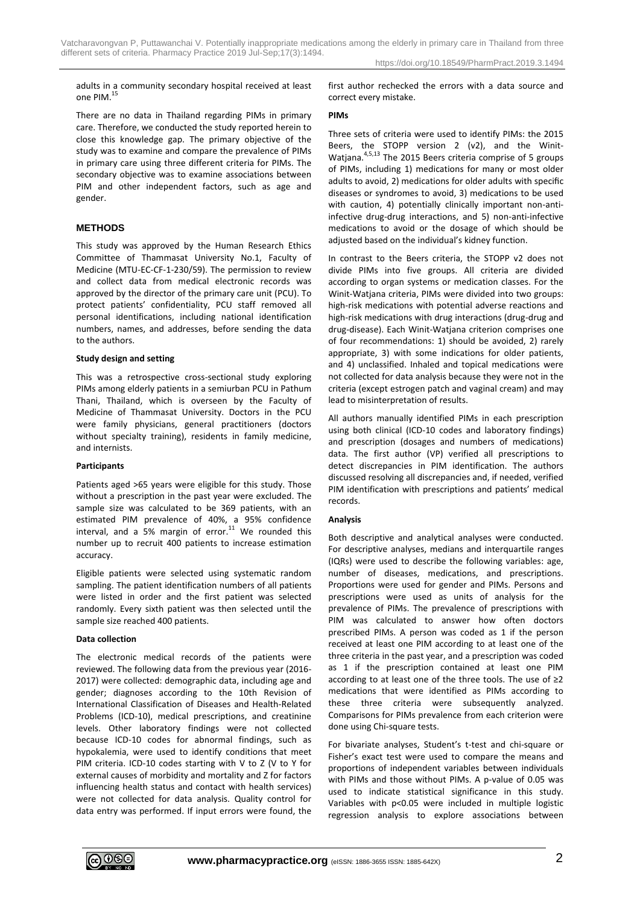adults in a community secondary hospital received at least one PIM.[15]

There are no data in Thailand regarding PIMs in primary care. Therefore, we conducted the study reported herein to close this knowledge gap. The primary objective of the study was to examine and compare the prevalence of PIMs in primary care using three different criteria for PIMs. The secondary objective was to examine associations between PIM and other independent factors, such as age and gender.

## METHODS

This study was approved by the Human Research Ethics Committee of Thammasat University No.1, Faculty of Medicine (MTU-EC-CF-1-230/59). The permission to review and collect data from medical electronic records was approved by the director of the primary care unit (PCU). To protect patients' confidentiality, PCU staff removed all personal identifications, including national identification numbers, names, and addresses, before sending the data to the authors.

### Study design and setting

This was a retrospective cross-sectional study exploring PIMs among elderly patients in a semiurban PCU in Pathum Thani, Thailand, which is overseen by the Faculty of Medicine of Thammasat University. Doctors in the PCU were family physicians, general practitioners (doctors without specialty training), residents in family medicine, and internists.

### Participants

Patients aged >65 years were eligible for this study. Those without a prescription in the past year were excluded. The sample size was calculated to be 369 patients, with an estimated PIM prevalence of 40%, a 95% confidence interval, and a 5% margin of error.[11] We rounded this number up to recruit 400 patients to increase estimation accuracy.

Eligible patients were selected using systematic random sampling. The patient identification numbers of all patients were listed in order and the first patient was selected randomly. Every sixth patient was then selected until the sample size reached 400 patients.

### Data collection

The electronic medical records of the patients were reviewed. The following data from the previous year (2016-2017) were collected: demographic data, including age and gender; diagnoses according to the 10th Revision of International Classification of Diseases and Health-Related Problems (ICD-10), medical prescriptions, and creatinine levels. Other laboratory findings were not collected because ICD-10 codes for abnormal findings, such as hypokalemia, were used to identify conditions that meet PIM criteria. ICD-10 codes starting with V to Z (V to Y for external causes of morbidity and mortality and Z for factors influencing health status and contact with health services) were not collected for data analysis. Quality control for data entry was performed. If input errors were found, the first author rechecked the errors with a data source and correct every mistake.

### PIMs

Three sets of criteria were used to identify PIMs: the 2015 Beers, the STOPP version 2 (v2), and the Winit-Watjana.[4,5,13] The 2015 Beers criteria comprise of 5 groups of PIMs, including 1) medications for many or most older adults to avoid, 2) medications for older adults with specific diseases or syndromes to avoid, 3) medications to be used with caution, 4) potentially clinically important non-anti-infective drug-drug interactions, and 5) non-anti-infective medications to avoid or the dosage of which should be adjusted based on the individual's kidney function.

In contrast to the Beers criteria, the STOPP v2 does not divide PIMs into five groups. All criteria are divided according to organ systems or medication classes. For the Winit-Watjana criteria, PIMs were divided into two groups: high-risk medications with potential adverse reactions and high-risk medications with drug interactions (drug-drug and drug-disease). Each Winit-Watjana criterion comprises one of four recommendations: 1) should be avoided, 2) rarely appropriate, 3) with some indications for older patients, and 4) unclassified. Inhaled and topical medications were not collected for data analysis because they were not in the criteria (except estrogen patch and vaginal cream) and may lead to misinterpretation of results.

All authors manually identified PIMs in each prescription using both clinical (ICD-10 codes and laboratory findings) and prescription (dosages and numbers of medications) data. The first author (VP) verified all prescriptions to detect discrepancies in PIM identification. The authors discussed resolving all discrepancies and, if needed, verified PIM identification with prescriptions and patients' medical records.

### Analysis

Both descriptive and analytical analyses were conducted. For descriptive analyses, medians and interquartile ranges (IQRs) were used to describe the following variables: age, number of diseases, medications, and prescriptions. Proportions were used for gender and PIMs. Persons and prescriptions were used as units of analysis for the prevalence of PIMs. The prevalence of prescriptions with PIM was calculated to answer how often doctors prescribed PIMs. A person was coded as 1 if the person received at least one PIM according to at least one of the three criteria in the past year, and a prescription was coded as 1 if the prescription contained at least one PIM according to at least one of the three tools. The use of ≥2 medications that were identified as PIMs according to these three criteria were subsequently analyzed. Comparisons for PIMs prevalence from each criterion were done using Chi-square tests.

For bivariate analyses, Student's t-test and chi-square or Fisher's exact test were used to compare the means and proportions of independent variables between individuals with PIMs and those without PIMs. A p-value of 0.05 was used to indicate statistical significance in this study. Variables with $p<0.05$ were included in multiple logistic regression analysis to explore associations between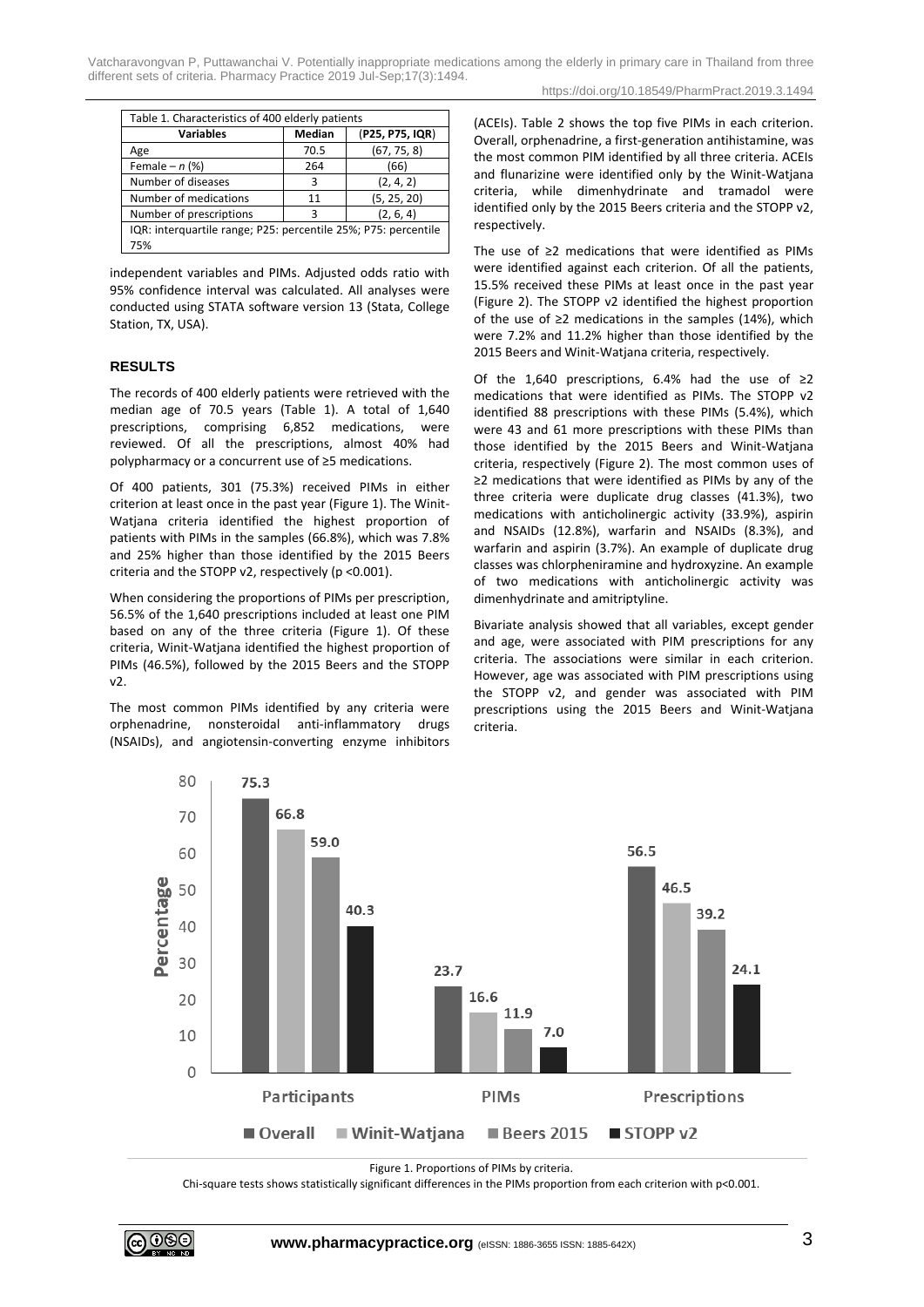| Table 1. Characteristics of 400 elderly patients | | |
|---|---|---|
| **Variables** | **Median** | (**P25, P75, IQR**) |
| Age | 70.5 | (67, 75, 8) |
| Female – *n* (%) | 264 | (66) |
| Number of diseases | 3 | (2, 4, 2) |
| Number of medications | 11 | (5, 25, 20) |
| Number of prescriptions | 3 | (2, 6, 4) |
| IQR: interquartile range; P25: percentile 25%; P75: percentile 75% | | |

independent variables and PIMs. Adjusted odds ratio with 95% confidence interval was calculated. All analyses were conducted using STATA software version 13 (Stata, College Station, TX, USA).

## RESULTS

The records of 400 elderly patients were retrieved with the median age of 70.5 years (Table 1). A total of 1,640 prescriptions, comprising 6,852 medications, were reviewed. Of all the prescriptions, almost 40% had polypharmacy or a concurrent use of ≥5 medications.

Of 400 patients, 301 (75.3%) received PIMs in either criterion at least once in the past year (Figure 1). The Winit-Watjana criteria identified the highest proportion of patients with PIMs in the samples (66.8%), which was 7.8% and 25% higher than those identified by the 2015 Beers criteria and the STOPP v2, respectively ($p < 0.001$).

When considering the proportions of PIMs per prescription, 56.5% of the 1,640 prescriptions included at least one PIM based on any of the three criteria (Figure 1). Of these criteria, Winit-Watjana identified the highest proportion of PIMs (46.5%), followed by the 2015 Beers and the STOPP v2.

The most common PIMs identified by any criteria were orphenadrine, nonsteroidal anti-inflammatory drugs (NSAIDs), and angiotensin-converting enzyme inhibitors (ACEIs). Table 2 shows the top five PIMs in each criterion. Overall, orphenadrine, a first-generation antihistamine, was the most common PIM identified by all three criteria. ACEIs and flunarizine were identified only by the Winit-Watjana criteria, while dimenhydrinate and tramadol were identified only by the 2015 Beers criteria and the STOPP v2, respectively.

The use of ≥2 medications that were identified as PIMs were identified against each criterion. Of all the patients, 15.5% received these PIMs at least once in the past year (Figure 2). The STOPP v2 identified the highest proportion of the use of ≥2 medications in the samples (14%), which were 7.2% and 11.2% higher than those identified by the 2015 Beers and Winit-Watjana criteria, respectively.

Of the 1,640 prescriptions, 6.4% had the use of ≥2 medications that were identified as PIMs. The STOPP v2 identified 88 prescriptions with these PIMs (5.4%), which were 43 and 61 more prescriptions with these PIMs than those identified by the 2015 Beers and Winit-Watjana criteria, respectively (Figure 2). The most common uses of ≥2 medications that were identified as PIMs by any of the three criteria were duplicate drug classes (41.3%), two medications with anticholinergic activity (33.9%), aspirin and NSAIDs (12.8%), warfarin and NSAIDs (8.3%), and warfarin and aspirin (3.7%). An example of duplicate drug classes was chlorpheniramine and hydroxyzine. An example of two medications with anticholinergic activity was dimenhydrinate and amitriptyline.

Bivariate analysis showed that all variables, except gender and age, were associated with PIM prescriptions for any criteria. The associations were similar in each criterion. However, age was associated with PIM prescriptions using the STOPP v2, and gender was associated with PIM prescriptions using the 2015 Beers and Winit-Watjana criteria.

| | Overall | Winit-Watjana | Beers 2015 | STOPP v2 |
|---|---|---|---|---|
| Participants | 75.3 | 66.8 | 59.0 | 40.3 |
| PIMs | 23.7 | 16.6 | 11.9 | 7.0 |
| Prescriptions | 56.5 | 46.5 | 39.2 | 24.1 |

Figure 1. Proportions of PIMs by criteria.

Chi-square tests shows statistically significant differences in the PIMs proportion from each criterion with $p < 0.001$.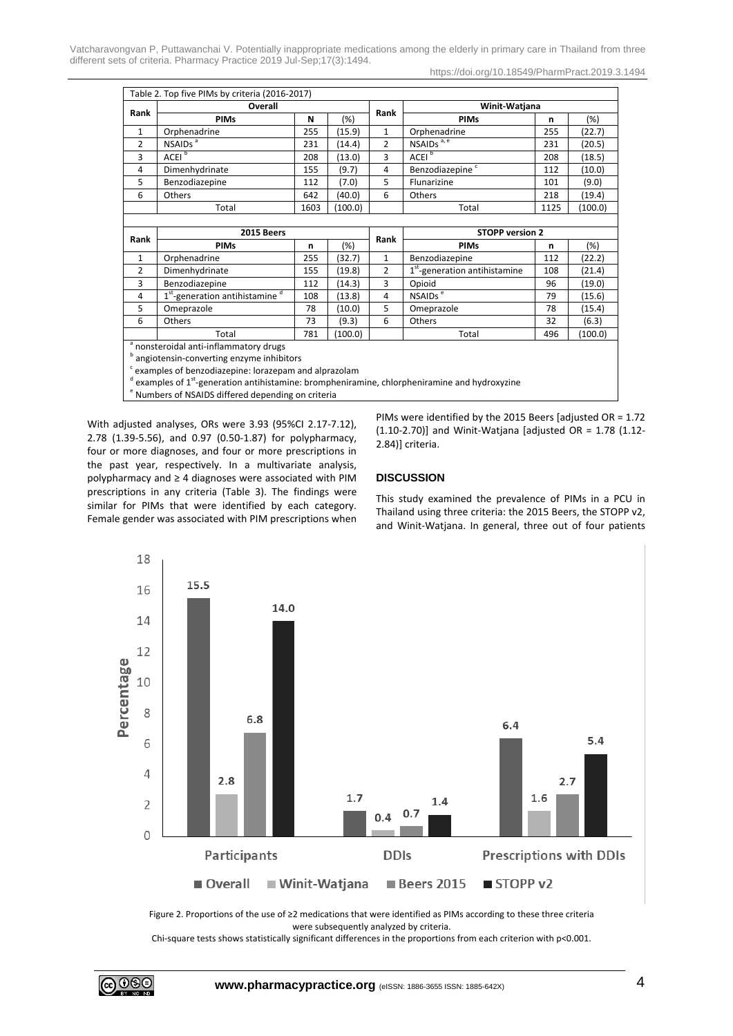Table 2. Top five PIMs by criteria (2016-2017)

| Rank | Overall | | | Rank | Winit-Watjana | | |
|---|---|---|---|---|---|---|---|
| | PIMs | N | (%) | | PIMs | n | (%) |
| 1 | Orphenadrine | 255 | (15.9) | 1 | Orphenadrine | 255 | (22.7) |
| 2 | NSAIDs [a] | 231 | (14.4) | 2 | NSAIDs [a, e] | 231 | (20.5) |
| 3 | ACEI [b] | 208 | (13.0) | 3 | ACEI [b] | 208 | (18.5) |
| 4 | Dimenhydrinate | 155 | (9.7) | 4 | Benzodiazepine [c] | 112 | (10.0) |
| 5 | Benzodiazepine | 112 | (7.0) | 5 | Flunarizine | 101 | (9.0) |
| 6 | Others | 642 | (40.0) | 6 | Others | 218 | (19.4) |
| | Total | 1603 | (100.0) | | Total | 1125 | (100.0) |

| Rank | 2015 Beers | | | Rank | STOPP version 2 | | |
|---|---|---|---|---|---|---|---|
| | PIMs | n | (%) | | PIMs | n | (%) |
| 1 | Orphenadrine | 255 | (32.7) | 1 | Benzodiazepine | 112 | (22.2) |
| 2 | Dimenhydrinate | 155 | (19.8) | 2 | 1st-generation antihistamine | 108 | (21.4) |
| 3 | Benzodiazepine | 112 | (14.3) | 3 | Opioid | 96 | (19.0) |
| 4 | 1st-generation antihistamine [d] | 108 | (13.8) | 4 | NSAIDs [e] | 79 | (15.6) |
| 5 | Omeprazole | 78 | (10.0) | 5 | Omeprazole | 78 | (15.4) |
| 6 | Others | 73 | (9.3) | 6 | Others | 32 | (6.3) |
| | Total | 781 | (100.0) | | Total | 496 | (100.0) |

[a] nonsteroidal anti-inflammatory drugs
[b] angiotensin-converting enzyme inhibitors
[c] examples of benzodiazepine: lorazepam and alprazolam
[d] examples of 1st-generation antihistamine: brompheniramine, chlorpheniramine and hydroxyzine
[e] Numbers of NSAIDS differed depending on criteria

With adjusted analyses, ORs were 3.93 (95%CI 2.17-7.12), 2.78 (1.39-5.56), and 0.97 (0.50-1.87) for polypharmacy, four or more diagnoses, and four or more prescriptions in the past year, respectively. In a multivariate analysis, polypharmacy and ≥ 4 diagnoses were associated with PIM prescriptions in any criteria (Table 3). The findings were similar for PIMs that were identified by each category. Female gender was associated with PIM prescriptions when PIMs were identified by the 2015 Beers [adjusted OR = 1.72 (1.10-2.70)] and Winit-Watjana [adjusted OR = 1.78 (1.12-2.84)] criteria.

## DISCUSSION

This study examined the prevalence of PIMs in a PCU in Thailand using three criteria: the 2015 Beers, the STOPP v2, and Winit-Watjana. In general, three out of four patients

Figure 2. Proportions of the use of ≥2 medications that were identified as PIMs according to these three criteria were subsequently analyzed by criteria.

Chi-square tests shows statistically significant differences in the proportions from each criterion with p<0.001.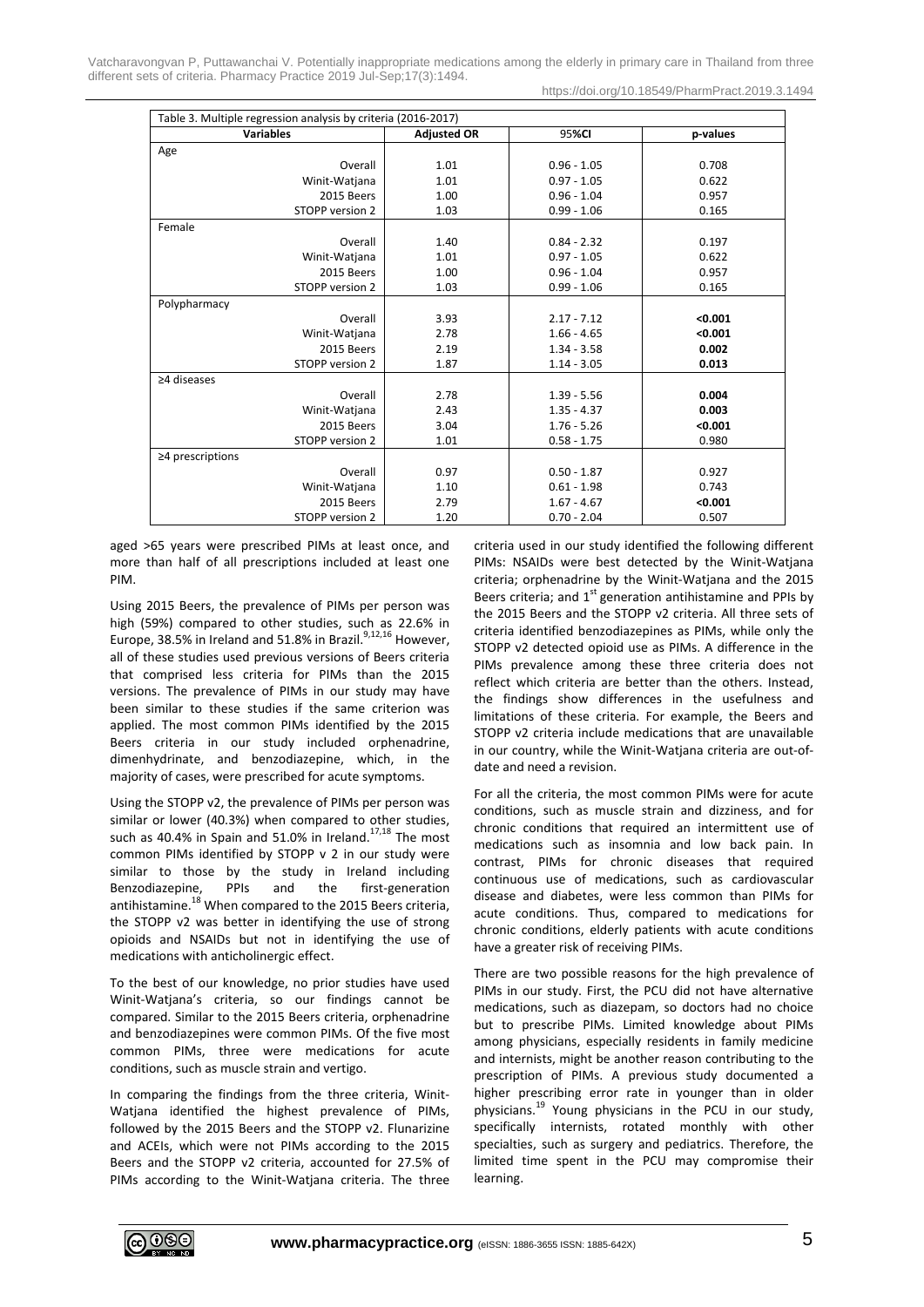Table 3. Multiple regression analysis by criteria (2016-2017)

| Variables | Adjusted OR | 95%CI | p-values |
|---|---|---|---|
| Age | | | |
| Overall | 1.01 | 0.96 - 1.05 | 0.708 |
| Winit-Watjana | 1.01 | 0.97 - 1.05 | 0.622 |
| 2015 Beers | 1.00 | 0.96 - 1.04 | 0.957 |
| STOPP version 2 | 1.03 | 0.99 - 1.06 | 0.165 |
| Female | | | |
| Overall | 1.40 | 0.84 - 2.32 | 0.197 |
| Winit-Watjana | 1.01 | 0.97 - 1.05 | 0.622 |
| 2015 Beers | 1.00 | 0.96 - 1.04 | 0.957 |
| STOPP version 2 | 1.03 | 0.99 - 1.06 | 0.165 |
| Polypharmacy | | | |
| Overall | 3.93 | 2.17 - 7.12 | **<0.001** |
| Winit-Watjana | 2.78 | 1.66 - 4.65 | **<0.001** |
| 2015 Beers | 2.19 | 1.34 - 3.58 | **0.002** |
| STOPP version 2 | 1.87 | 1.14 - 3.05 | **0.013** |
| ≥4 diseases | | | |
| Overall | 2.78 | 1.39 - 5.56 | **0.004** |
| Winit-Watjana | 2.43 | 1.35 - 4.37 | **0.003** |
| 2015 Beers | 3.04 | 1.76 - 5.26 | **<0.001** |
| STOPP version 2 | 1.01 | 0.58 - 1.75 | 0.980 |
| ≥4 prescriptions | | | |
| Overall | 0.97 | 0.50 - 1.87 | 0.927 |
| Winit-Watjana | 1.10 | 0.61 - 1.98 | 0.743 |
| 2015 Beers | 2.79 | 1.67 - 4.67 | **<0.001** |
| STOPP version 2 | 1.20 | 0.70 - 2.04 | 0.507 |

aged >65 years were prescribed PIMs at least once, and more than half of all prescriptions included at least one PIM.

Using 2015 Beers, the prevalence of PIMs per person was high (59%) compared to other studies, such as 22.6% in Europe, 38.5% in Ireland and 51.8% in Brazil.[9,12,16] However, all of these studies used previous versions of Beers criteria that comprised less criteria for PIMs than the 2015 versions. The prevalence of PIMs in our study may have been similar to these studies if the same criterion was applied. The most common PIMs identified by the 2015 Beers criteria in our study included orphenadrine, dimenhydrinate, and benzodiazepine, which, in the majority of cases, were prescribed for acute symptoms.

Using the STOPP v2, the prevalence of PIMs per person was similar or lower (40.3%) when compared to other studies, such as 40.4% in Spain and 51.0% in Ireland.[17,18] The most common PIMs identified by STOPP v 2 in our study were similar to those by the study in Ireland including Benzodiazepine, PPIs and the first-generation antihistamine.[18] When compared to the 2015 Beers criteria, the STOPP v2 was better in identifying the use of strong opioids and NSAIDs but not in identifying the use of medications with anticholinergic effect.

To the best of our knowledge, no prior studies have used Winit-Watjana's criteria, so our findings cannot be compared. Similar to the 2015 Beers criteria, orphenadrine and benzodiazepines were common PIMs. Of the five most common PIMs, three were medications for acute conditions, such as muscle strain and vertigo.

In comparing the findings from the three criteria, Winit-Watjana identified the highest prevalence of PIMs, followed by the 2015 Beers and the STOPP v2. Flunarizine and ACEIs, which were not PIMs according to the 2015 Beers and the STOPP v2 criteria, accounted for 27.5% of PIMs according to the Winit-Watjana criteria. The three criteria used in our study identified the following different PIMs: NSAIDs were best detected by the Winit-Watjana criteria; orphenadrine by the Winit-Watjana and the 2015 Beers criteria; and 1st generation antihistamine and PPIs by the 2015 Beers and the STOPP v2 criteria. All three sets of criteria identified benzodiazepines as PIMs, while only the STOPP v2 detected opioid use as PIMs. A difference in the PIMs prevalence among these three criteria does not reflect which criteria are better than the others. Instead, the findings show differences in the usefulness and limitations of these criteria. For example, the Beers and STOPP v2 criteria include medications that are unavailable in our country, while the Winit-Watjana criteria are out-of-date and need a revision.

For all the criteria, the most common PIMs were for acute conditions, such as muscle strain and dizziness, and for chronic conditions that required an intermittent use of medications such as insomnia and low back pain. In contrast, PIMs for chronic diseases that required continuous use of medications, such as cardiovascular disease and diabetes, were less common than PIMs for acute conditions. Thus, compared to medications for chronic conditions, elderly patients with acute conditions have a greater risk of receiving PIMs.

There are two possible reasons for the high prevalence of PIMs in our study. First, the PCU did not have alternative medications, such as diazepam, so doctors had no choice but to prescribe PIMs. Limited knowledge about PIMs among physicians, especially residents in family medicine and internists, might be another reason contributing to the prescription of PIMs. A previous study documented a higher prescribing error rate in younger than in older physicians.[19] Young physicians in the PCU in our study, specifically internists, rotated monthly with other specialties, such as surgery and pediatrics. Therefore, the limited time spent in the PCU may compromise their learning.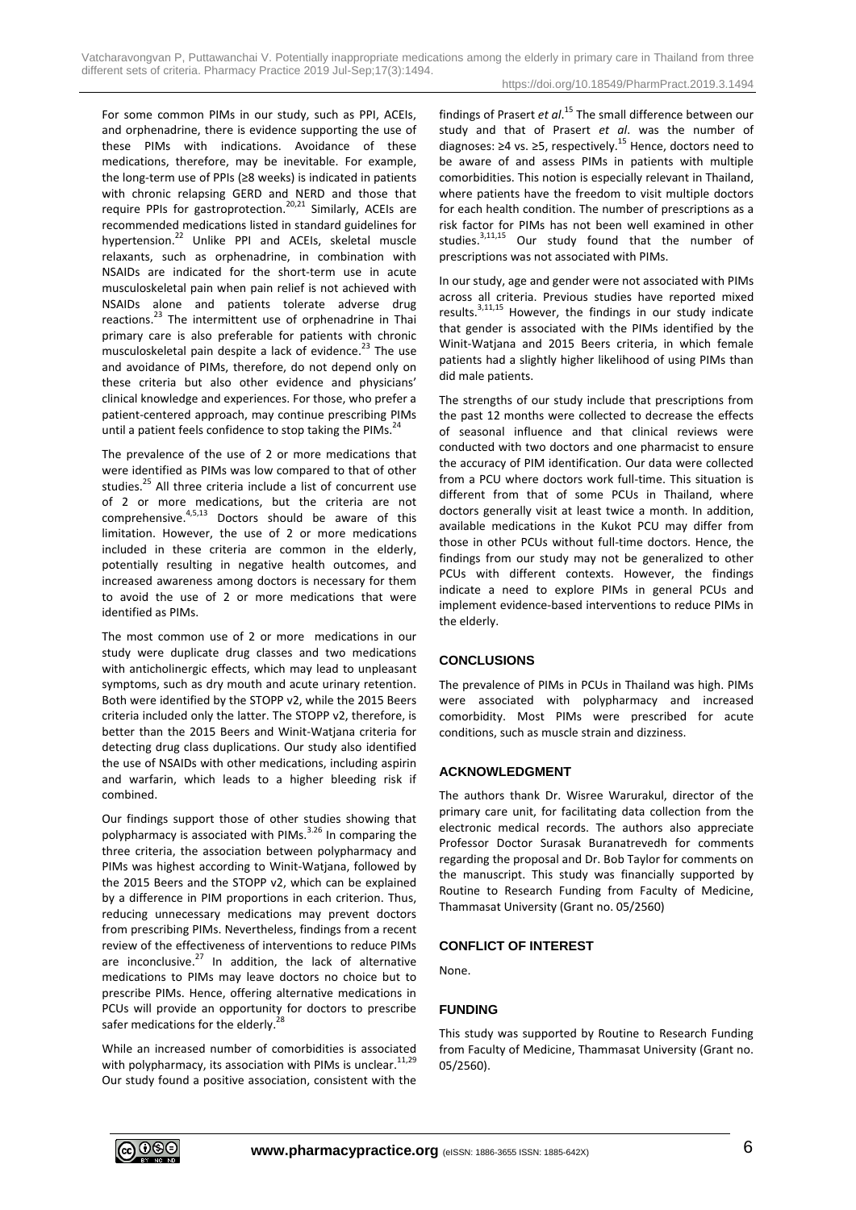For some common PIMs in our study, such as PPI, ACEIs, and orphenadrine, there is evidence supporting the use of these PIMs with indications. Avoidance of these medications, therefore, may be inevitable. For example, the long-term use of PPIs (≥8 weeks) is indicated in patients with chronic relapsing GERD and NERD and those that require PPIs for gastroprotection.[20,21] Similarly, ACEIs are recommended medications listed in standard guidelines for hypertension.[22] Unlike PPI and ACEIs, skeletal muscle relaxants, such as orphenadrine, in combination with NSAIDs are indicated for the short-term use in acute musculoskeletal pain when pain relief is not achieved with NSAIDs alone and patients tolerate adverse drug reactions.[23] The intermittent use of orphenadrine in Thai primary care is also preferable for patients with chronic musculoskeletal pain despite a lack of evidence.[23] The use and avoidance of PIMs, therefore, do not depend only on these criteria but also other evidence and physicians' clinical knowledge and experiences. For those, who prefer a patient-centered approach, may continue prescribing PIMs until a patient feels confidence to stop taking the PIMs.[24]

The prevalence of the use of 2 or more medications that were identified as PIMs was low compared to that of other studies.[25] All three criteria include a list of concurrent use of 2 or more medications, but the criteria are not comprehensive.[4,5,13] Doctors should be aware of this limitation. However, the use of 2 or more medications included in these criteria are common in the elderly, potentially resulting in negative health outcomes, and increased awareness among doctors is necessary for them to avoid the use of 2 or more medications that were identified as PIMs.

The most common use of 2 or more medications in our study were duplicate drug classes and two medications with anticholinergic effects, which may lead to unpleasant symptoms, such as dry mouth and acute urinary retention. Both were identified by the STOPP v2, while the 2015 Beers criteria included only the latter. The STOPP v2, therefore, is better than the 2015 Beers and Winit-Watjana criteria for detecting drug class duplications. Our study also identified the use of NSAIDs with other medications, including aspirin and warfarin, which leads to a higher bleeding risk if combined.

Our findings support those of other studies showing that polypharmacy is associated with PIMs.[3,26] In comparing the three criteria, the association between polypharmacy and PIMs was highest according to Winit-Watjana, followed by the 2015 Beers and the STOPP v2, which can be explained by a difference in PIM proportions in each criterion. Thus, reducing unnecessary medications may prevent doctors from prescribing PIMs. Nevertheless, findings from a recent review of the effectiveness of interventions to reduce PIMs are inconclusive.[27] In addition, the lack of alternative medications to PIMs may leave doctors no choice but to prescribe PIMs. Hence, offering alternative medications in PCUs will provide an opportunity for doctors to prescribe safer medications for the elderly.[28]

While an increased number of comorbidities is associated with polypharmacy, its association with PIMs is unclear.[11,29] Our study found a positive association, consistent with the findings of Prasert *et al*.[15] The small difference between our study and that of Prasert *et al*. was the number of diagnoses: ≥4 vs. ≥5, respectively.[15] Hence, doctors need to be aware of and assess PIMs in patients with multiple comorbidities. This notion is especially relevant in Thailand, where patients have the freedom to visit multiple doctors for each health condition. The number of prescriptions as a risk factor for PIMs has not been well examined in other studies.[3,11,15] Our study found that the number of prescriptions was not associated with PIMs.

In our study, age and gender were not associated with PIMs across all criteria. Previous studies have reported mixed results.[3,11,15] However, the findings in our study indicate that gender is associated with the PIMs identified by the Winit-Watjana and 2015 Beers criteria, in which female patients had a slightly higher likelihood of using PIMs than did male patients.

The strengths of our study include that prescriptions from the past 12 months were collected to decrease the effects of seasonal influence and that clinical reviews were conducted with two doctors and one pharmacist to ensure the accuracy of PIM identification. Our data were collected from a PCU where doctors work full-time. This situation is different from that of some PCUs in Thailand, where doctors generally visit at least twice a month. In addition, available medications in the Kukot PCU may differ from those in other PCUs without full-time doctors. Hence, the findings from our study may not be generalized to other PCUs with different contexts. However, the findings indicate a need to explore PIMs in general PCUs and implement evidence-based interventions to reduce PIMs in the elderly.

## CONCLUSIONS

The prevalence of PIMs in PCUs in Thailand was high. PIMs were associated with polypharmacy and increased comorbidity. Most PIMs were prescribed for acute conditions, such as muscle strain and dizziness.

## ACKNOWLEDGMENT

The authors thank Dr. Wisree Warurakul, director of the primary care unit, for facilitating data collection from the electronic medical records. The authors also appreciate Professor Doctor Surasak Buranatrevedh for comments regarding the proposal and Dr. Bob Taylor for comments on the manuscript. This study was financially supported by Routine to Research Funding from Faculty of Medicine, Thammasat University (Grant no. 05/2560)

## CONFLICT OF INTEREST

None.

## FUNDING

This study was supported by Routine to Research Funding from Faculty of Medicine, Thammasat University (Grant no. 05/2560).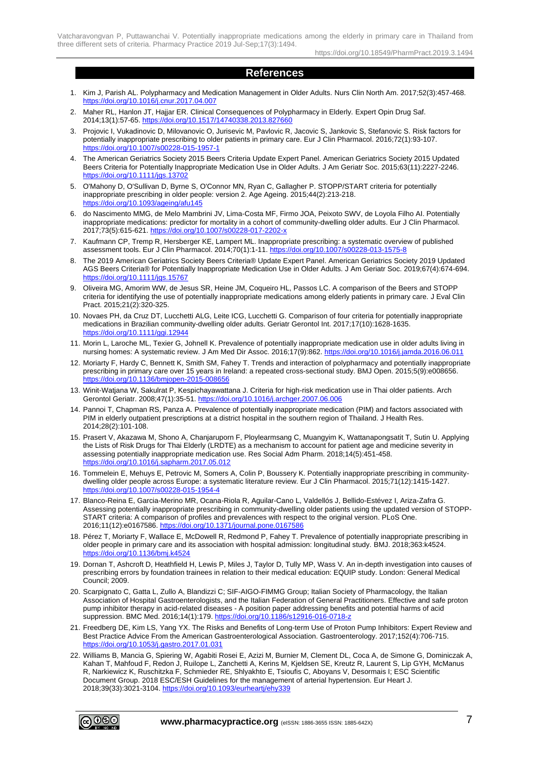## References

1. Kim J, Parish AL. Polypharmacy and Medication Management in Older Adults. Nurs Clin North Am. 2017;52(3):457-468. https://doi.org/10.1016/j.cnur.2017.04.007
2. Maher RL, Hanlon JT, Hajjar ER. Clinical Consequences of Polypharmacy in Elderly. Expert Opin Drug Saf. 2014;13(1):57-65. https://doi.org/10.1517/14740338.2013.827660
3. Projovic I, Vukadinovic D, Milovanovic O, Jurisevic M, Pavlovic R, Jacovic S, Jankovic S, Stefanovic S. Risk factors for potentially inappropriate prescribing to older patients in primary care. Eur J Clin Pharmacol. 2016;72(1):93-107. https://doi.org/10.1007/s00228-015-1957-1
4. The American Geriatrics Society 2015 Beers Criteria Update Expert Panel. American Geriatrics Society 2015 Updated Beers Criteria for Potentially Inappropriate Medication Use in Older Adults. J Am Geriatr Soc. 2015;63(11):2227-2246. https://doi.org/10.1111/jgs.13702
5. O'Mahony D, O'Sullivan D, Byrne S, O'Connor MN, Ryan C, Gallagher P. STOPP/START criteria for potentially inappropriate prescribing in older people: version 2. Age Ageing. 2015;44(2):213-218. https://doi.org/10.1093/ageing/afu145
6. do Nascimento MMG, de Melo Mambrini JV, Lima-Costa MF, Firmo JOA, Peixoto SWV, de Loyola Filho AI. Potentially inappropriate medications: predictor for mortality in a cohort of community-dwelling older adults. Eur J Clin Pharmacol. 2017;73(5):615-621. https://doi.org/10.1007/s00228-017-2202-x
7. Kaufmann CP, Tremp R, Hersberger KE, Lampert ML. Inappropriate prescribing: a systematic overview of published assessment tools. Eur J Clin Pharmacol. 2014;70(1):1-11. https://doi.org/10.1007/s00228-013-1575-8
8. The 2019 American Geriatrics Society Beers Criteria® Update Expert Panel. American Geriatrics Society 2019 Updated AGS Beers Criteria® for Potentially Inappropriate Medication Use in Older Adults. J Am Geriatr Soc. 2019;67(4):674-694. https://doi.org/10.1111/jgs.15767
9. Oliveira MG, Amorim WW, de Jesus SR, Heine JM, Coqueiro HL, Passos LC. A comparison of the Beers and STOPP criteria for identifying the use of potentially inappropriate medications among elderly patients in primary care. J Eval Clin Pract. 2015;21(2):320-325.
10. Novaes PH, da Cruz DT, Lucchetti ALG, Leite ICG, Lucchetti G. Comparison of four criteria for potentially inappropriate medications in Brazilian community-dwelling older adults. Geriatr Gerontol Int. 2017;17(10):1628-1635. https://doi.org/10.1111/ggi.12944
11. Morin L, Laroche ML, Texier G, Johnell K. Prevalence of potentially inappropriate medication use in older adults living in nursing homes: A systematic review. J Am Med Dir Assoc. 2016;17(9):862. https://doi.org/10.1016/j.jamda.2016.06.011
12. Moriarty F, Hardy C, Bennett K, Smith SM, Fahey T. Trends and interaction of polypharmacy and potentially inappropriate prescribing in primary care over 15 years in Ireland: a repeated cross-sectional study. BMJ Open. 2015;5(9):e008656. https://doi.org/10.1136/bmjopen-2015-008656
13. Winit-Watjana W, Sakulrat P, Kespichayawattana J. Criteria for high-risk medication use in Thai older patients. Arch Gerontol Geriatr. 2008;47(1):35-51. https://doi.org/10.1016/j.archger.2007.06.006
14. Pannoi T, Chapman RS, Panza A. Prevalence of potentially inappropriate medication (PIM) and factors associated with PIM in elderly outpatient prescriptions at a district hospital in the southern region of Thailand. J Health Res. 2014;28(2):101-108.
15. Prasert V, Akazawa M, Shono A, Chanjaruporn F, Ploylearmsang C, Muangyim K, Wattanapongsatit T, Sutin U. Applying the Lists of Risk Drugs for Thai Elderly (LRDTE) as a mechanism to account for patient age and medicine severity in assessing potentially inappropriate medication use. Res Social Adm Pharm. 2018;14(5):451-458. https://doi.org/10.1016/j.sapharm.2017.05.012
16. Tommelein E, Mehuys E, Petrovic M, Somers A, Colin P, Boussery K. Potentially inappropriate prescribing in community-dwelling older people across Europe: a systematic literature review. Eur J Clin Pharmacol. 2015;71(12):1415-1427. https://doi.org/10.1007/s00228-015-1954-4
17. Blanco-Reina E, Garcia-Merino MR, Ocana-Riola R, Aguilar-Cano L, Valdellós J, Bellido-Estévez I, Ariza-Zafra G. Assessing potentially inappropriate prescribing in community-dwelling older patients using the updated version of STOPP-START criteria: A comparison of profiles and prevalences with respect to the original version. PLoS One. 2016;11(12):e0167586. https://doi.org/10.1371/journal.pone.0167586
18. Pérez T, Moriarty F, Wallace E, McDowell R, Redmond P, Fahey T. Prevalence of potentially inappropriate prescribing in older people in primary care and its association with hospital admission: longitudinal study. BMJ. 2018;363:k4524. https://doi.org/10.1136/bmj.k4524
19. Dornan T, Ashcroft D, Heathfield H, Lewis P, Miles J, Taylor D, Tully MP, Wass V. An in-depth investigation into causes of prescribing errors by foundation trainees in relation to their medical education: EQUIP study. London: General Medical Council; 2009.
20. Scarpignato C, Gatta L, Zullo A, Blandizzi C; SIF-AIGO-FIMMG Group; Italian Society of Pharmacology, the Italian Association of Hospital Gastroenterologists, and the Italian Federation of General Practitioners. Effective and safe proton pump inhibitor therapy in acid-related diseases - A position paper addressing benefits and potential harms of acid suppression. BMC Med. 2016;14(1):179. https://doi.org/10.1186/s12916-016-0718-z
21. Freedberg DE, Kim LS, Yang YX. The Risks and Benefits of Long-term Use of Proton Pump Inhibitors: Expert Review and Best Practice Advice From the American Gastroenterological Association. Gastroenterology. 2017;152(4):706-715. https://doi.org/10.1053/j.gastro.2017.01.031
22. Williams B, Mancia G, Spiering W, Agabiti Rosei E, Azizi M, Burnier M, Clement DL, Coca A, de Simone G, Dominiczak A, Kahan T, Mahfoud F, Redon J, Ruilope L, Zanchetti A, Kerins M, Kjeldsen SE, Kreutz R, Laurent S, Lip GYH, McManus R, Narkiewicz K, Ruschitzka F, Schmieder RE, Shlyakhto E, Tsioufis C, Aboyans V, Desormais I; ESC Scientific Document Group. 2018 ESC/ESH Guidelines for the management of arterial hypertension. Eur Heart J. 2018;39(33):3021-3104. https://doi.org/10.1093/eurheartj/ehy339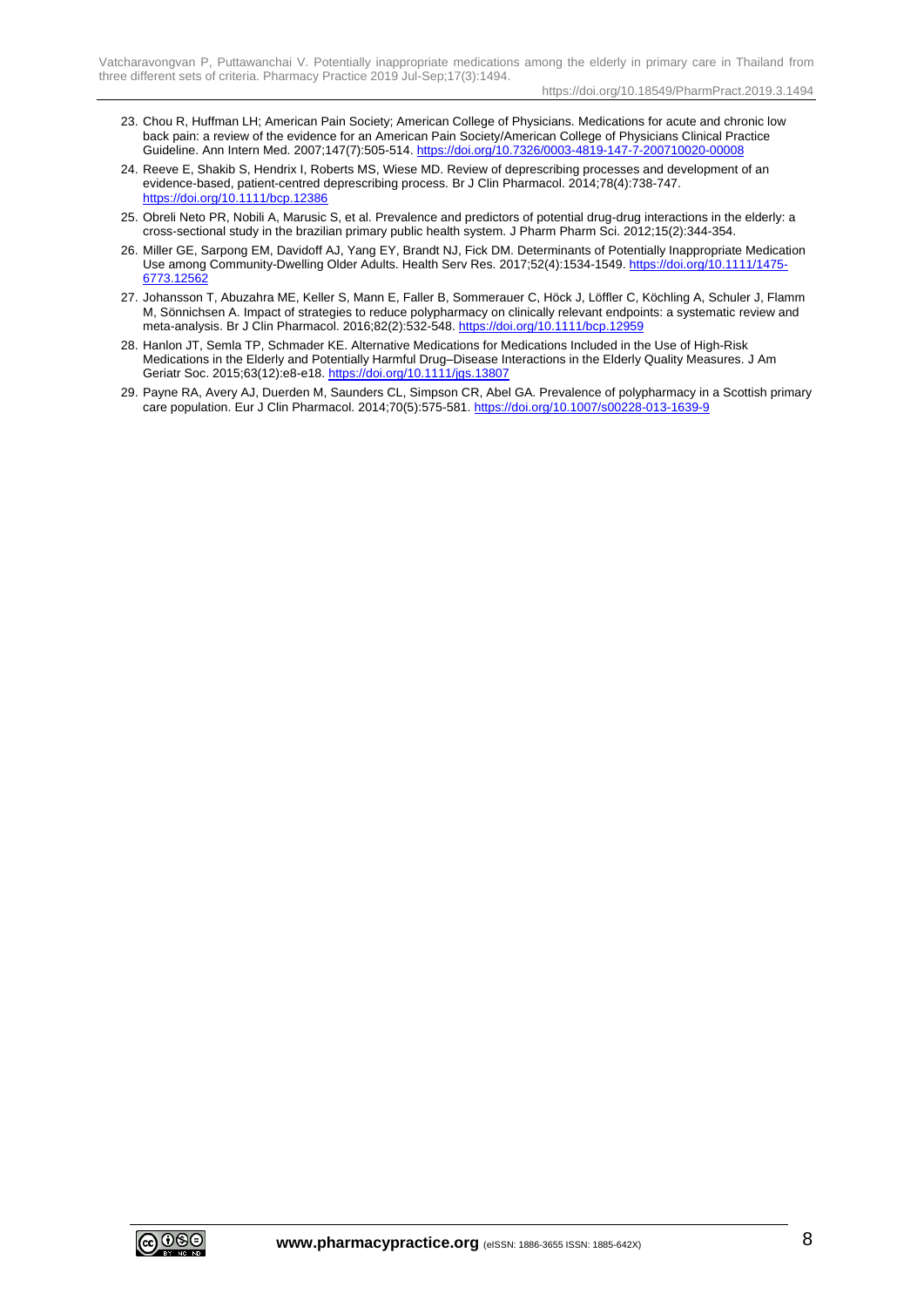23. Chou R, Huffman LH; American Pain Society; American College of Physicians. Medications for acute and chronic low back pain: a review of the evidence for an American Pain Society/American College of Physicians Clinical Practice Guideline. Ann Intern Med. 2007;147(7):505-514. https://doi.org/10.7326/0003-4819-147-7-200710020-00008
24. Reeve E, Shakib S, Hendrix I, Roberts MS, Wiese MD. Review of deprescribing processes and development of an evidence-based, patient-centred deprescribing process. Br J Clin Pharmacol. 2014;78(4):738-747. https://doi.org/10.1111/bcp.12386
25. Obreli Neto PR, Nobili A, Marusic S, et al. Prevalence and predictors of potential drug-drug interactions in the elderly: a cross-sectional study in the brazilian primary public health system. J Pharm Pharm Sci. 2012;15(2):344-354.
26. Miller GE, Sarpong EM, Davidoff AJ, Yang EY, Brandt NJ, Fick DM. Determinants of Potentially Inappropriate Medication Use among Community-Dwelling Older Adults. Health Serv Res. 2017;52(4):1534-1549. https://doi.org/10.1111/1475-6773.12562
27. Johansson T, Abuzahra ME, Keller S, Mann E, Faller B, Sommerauer C, Höck J, Löffler C, Köchling A, Schuler J, Flamm M, Sönnichsen A. Impact of strategies to reduce polypharmacy on clinically relevant endpoints: a systematic review and meta-analysis. Br J Clin Pharmacol. 2016;82(2):532-548. https://doi.org/10.1111/bcp.12959
28. Hanlon JT, Semla TP, Schmader KE. Alternative Medications for Medications Included in the Use of High-Risk Medications in the Elderly and Potentially Harmful Drug–Disease Interactions in the Elderly Quality Measures. J Am Geriatr Soc. 2015;63(12):e8-e18. https://doi.org/10.1111/jgs.13807
29. Payne RA, Avery AJ, Duerden M, Saunders CL, Simpson CR, Abel GA. Prevalence of polypharmacy in a Scottish primary care population. Eur J Clin Pharmacol. 2014;70(5):575-581. https://doi.org/10.1007/s00228-013-1639-9